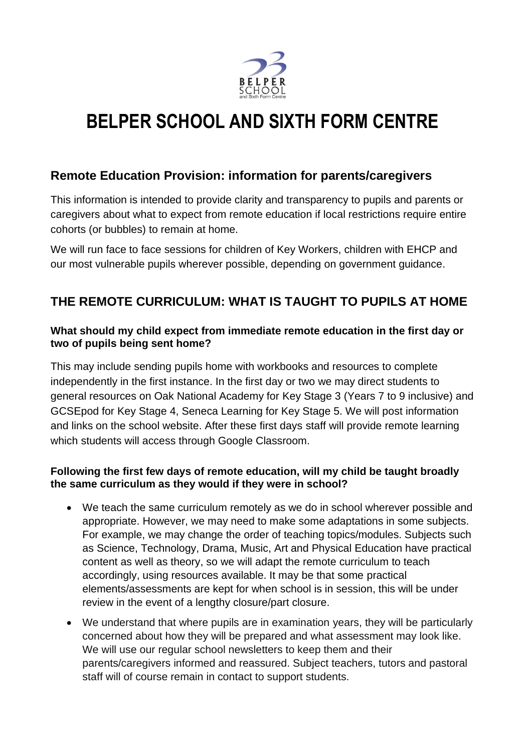# BELPER SCHOOL AND SIXTH FORM CENTRE

## Remote Education Provision: information for parents/caregivers

This information is intended to provide clarity and transparency to pupils and parents or caregivers about what to expect from remote education if local restrictions require entire cohorts (or bubbles) to remain at home.

We will run face to face sessions for children of Key Workers, children with EHCP and our most vulnerable pupils wherever possible, depending on government guidance.

## THE REMOTE CURRICULUM: WHAT IS TAUGHT TO PUPILS AT HOME

**What should my child expect from immediate remote education in the first day or two of pupils being sent home?**

This may include sending pupils home with workbooks and resources to complete independently in the first instance. In the first day or two we may direct students to general resources on Oak National Academy for Key Stage 3 (Years 7 to 9 inclusive) and GCSEpod for Key Stage 4, Seneca Learning for Key Stage 5. We will post information and links on the school website. After these first days staff will provide remote learning which students will access through Google Classroom.

**Following the first few days of remote education, will my child be taught broadly the same curriculum as they would if they were in school?**

- We teach the same curriculum remotely as we do in school wherever possible and appropriate. However, we may need to make some adaptations in some subjects. For example, we may change the order of teaching topics/modules. Subjects such as Science, Technology, Drama, Music, Art and Physical Education have practical content as well as theory, so we will adapt the remote curriculum to teach accordingly, using resources available. It may be that some practical elements/assessments are kept for when school is in session, this will be under review in the event of a lengthy closure/part closure.
- We understand that where pupils are in examination years, they will be particularly concerned about how they will be prepared and what assessment may look like. We will use our regular school newsletters to keep them and their parents/caregivers informed and reassured. Subject teachers, tutors and pastoral staff will of course remain in contact to support students.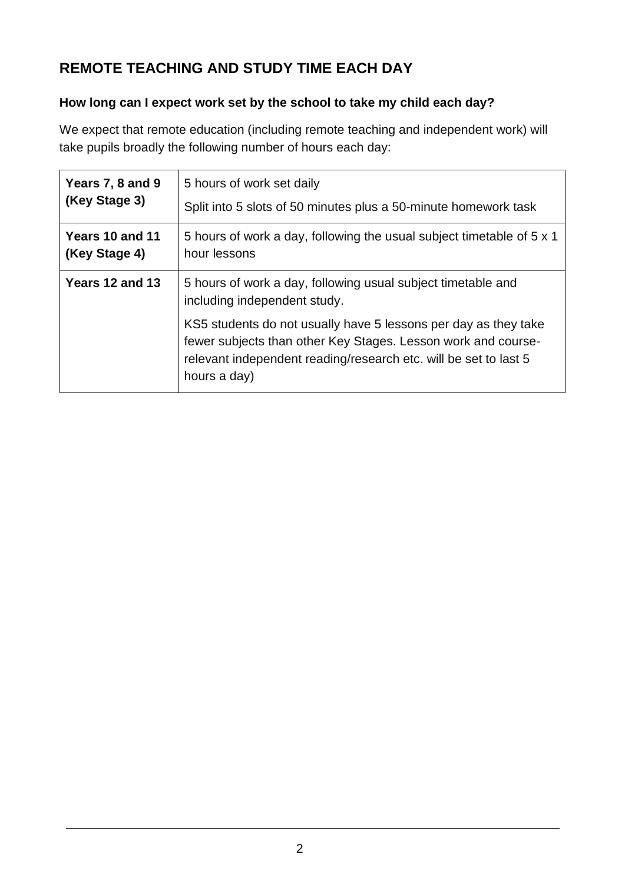## REMOTE TEACHING AND STUDY TIME EACH DAY

### How long can I expect work set by the school to take my child each day?

We expect that remote education (including remote teaching and independent work) will take pupils broadly the following number of hours each day:

| | |
|---|---|
| **Years 7, 8 and 9 (Key Stage 3)** | 5 hours of work set daily<br>Split into 5 slots of 50 minutes plus a 50-minute homework task |
| **Years 10 and 11 (Key Stage 4)** | 5 hours of work a day, following the usual subject timetable of 5 x 1 hour lessons |
| **Years 12 and 13** | 5 hours of work a day, following usual subject timetable and including independent study.<br>KS5 students do not usually have 5 lessons per day as they take fewer subjects than other Key Stages. Lesson work and course-relevant independent reading/research etc. will be set to last 5 hours a day) |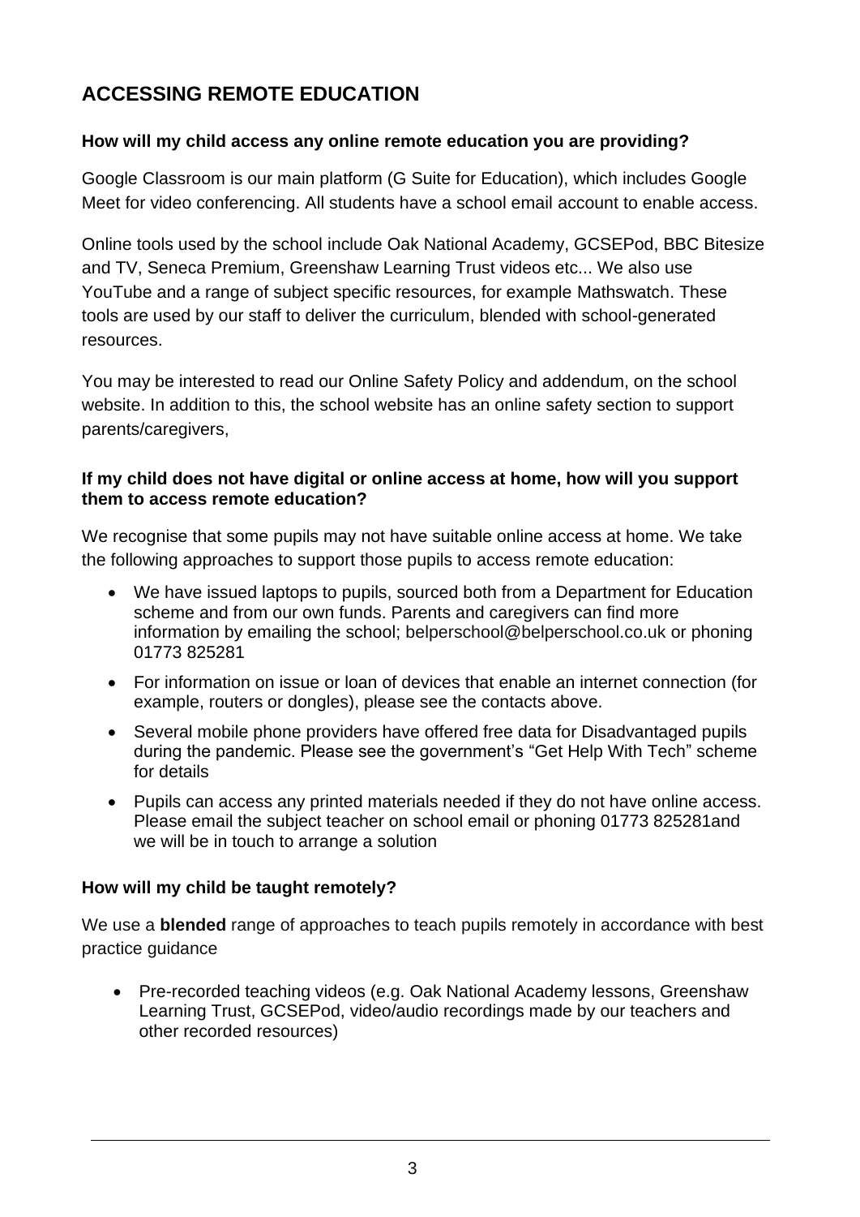## ACCESSING REMOTE EDUCATION

**How will my child access any online remote education you are providing?**

Google Classroom is our main platform (G Suite for Education), which includes Google Meet for video conferencing. All students have a school email account to enable access.

Online tools used by the school include Oak National Academy, GCSEPod, BBC Bitesize and TV, Seneca Premium, Greenshaw Learning Trust videos etc... We also use YouTube and a range of subject specific resources, for example Mathswatch. These tools are used by our staff to deliver the curriculum, blended with school-generated resources.

You may be interested to read our Online Safety Policy and addendum, on the school website. In addition to this, the school website has an online safety section to support parents/caregivers,

**If my child does not have digital or online access at home, how will you support them to access remote education?**

We recognise that some pupils may not have suitable online access at home. We take the following approaches to support those pupils to access remote education:

- We have issued laptops to pupils, sourced both from a Department for Education scheme and from our own funds. Parents and caregivers can find more information by emailing the school; belperschool@belperschool.co.uk or phoning 01773 825281
- For information on issue or loan of devices that enable an internet connection (for example, routers or dongles), please see the contacts above.
- Several mobile phone providers have offered free data for Disadvantaged pupils during the pandemic. Please see the government's "Get Help With Tech" scheme for details
- Pupils can access any printed materials needed if they do not have online access. Please email the subject teacher on school email or phoning 01773 825281and we will be in touch to arrange a solution

**How will my child be taught remotely?**

We use a **blended** range of approaches to teach pupils remotely in accordance with best practice guidance

- Pre-recorded teaching videos (e.g. Oak National Academy lessons, Greenshaw Learning Trust, GCSEPod, video/audio recordings made by our teachers and other recorded resources)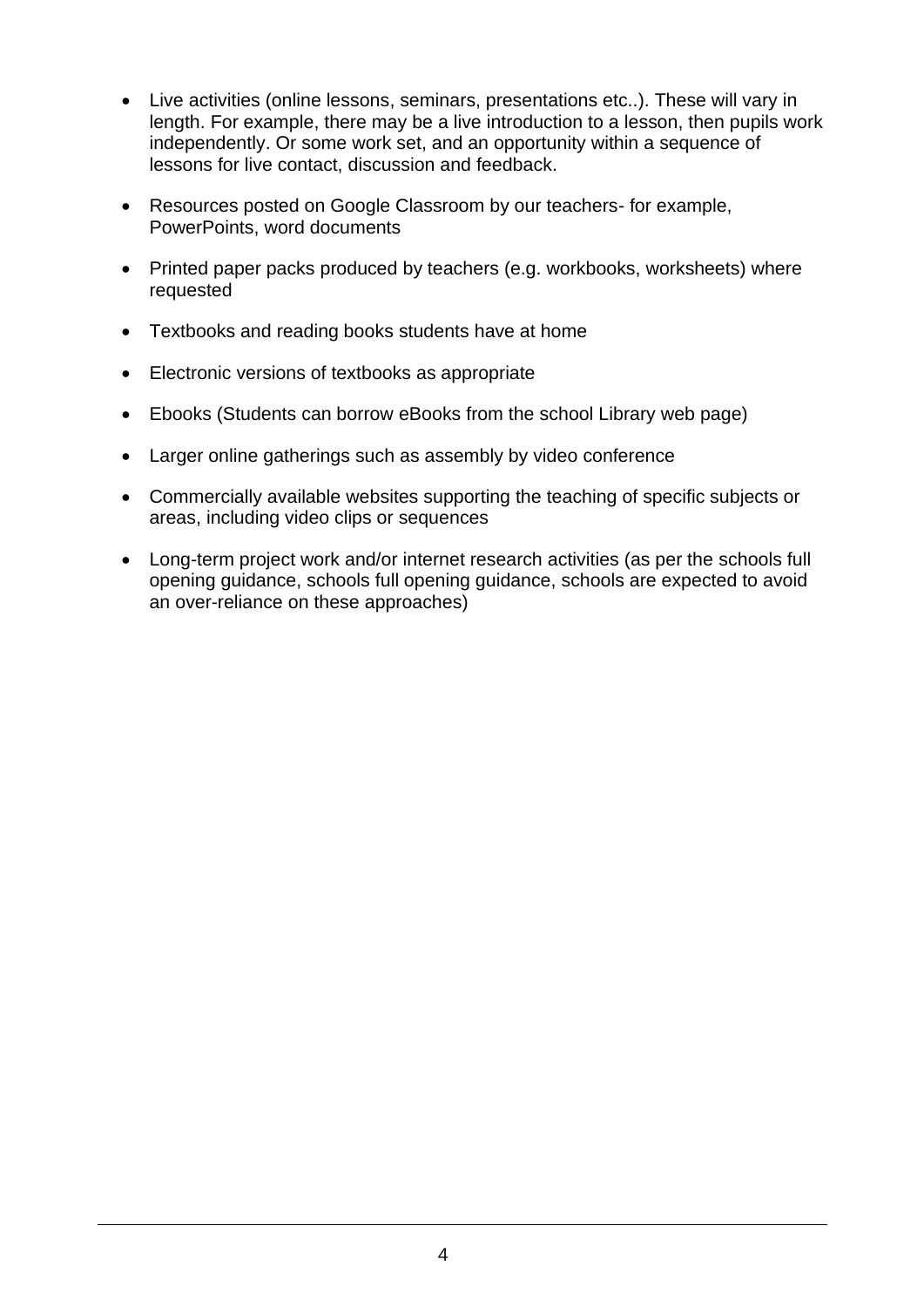- Live activities (online lessons, seminars, presentations etc..). These will vary in length. For example, there may be a live introduction to a lesson, then pupils work independently. Or some work set, and an opportunity within a sequence of lessons for live contact, discussion and feedback.

- Resources posted on Google Classroom by our teachers- for example, PowerPoints, word documents

- Printed paper packs produced by teachers (e.g. workbooks, worksheets) where requested

- Textbooks and reading books students have at home

- Electronic versions of textbooks as appropriate

- Ebooks (Students can borrow eBooks from the school Library web page)

- Larger online gatherings such as assembly by video conference

- Commercially available websites supporting the teaching of specific subjects or areas, including video clips or sequences

- Long-term project work and/or internet research activities (as per the schools full opening guidance, schools full opening guidance, schools are expected to avoid an over-reliance on these approaches)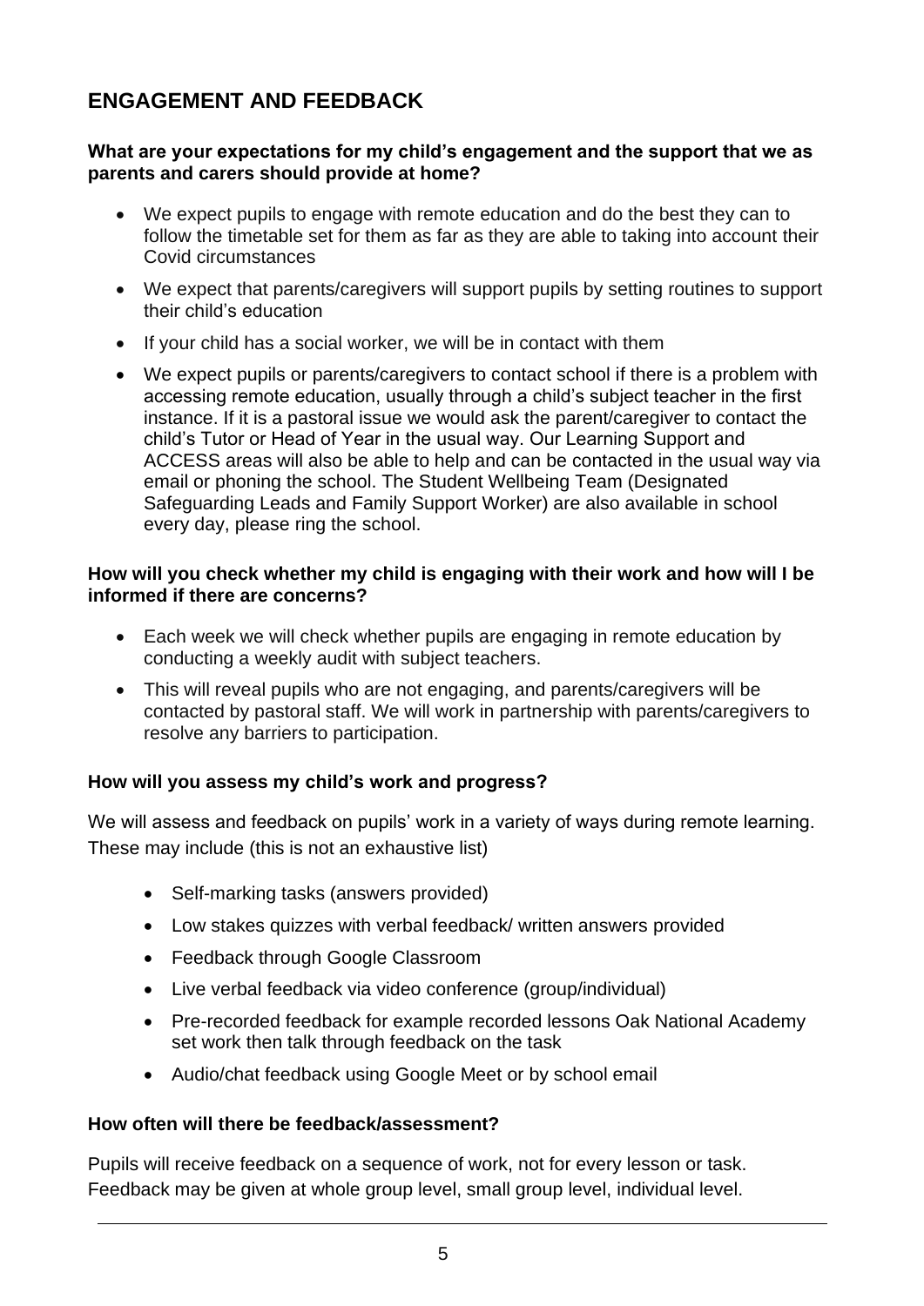## ENGAGEMENT AND FEEDBACK

**What are your expectations for my child's engagement and the support that we as parents and carers should provide at home?**

- We expect pupils to engage with remote education and do the best they can to follow the timetable set for them as far as they are able to taking into account their Covid circumstances
- We expect that parents/caregivers will support pupils by setting routines to support their child's education
- If your child has a social worker, we will be in contact with them
- We expect pupils or parents/caregivers to contact school if there is a problem with accessing remote education, usually through a child's subject teacher in the first instance. If it is a pastoral issue we would ask the parent/caregiver to contact the child's Tutor or Head of Year in the usual way. Our Learning Support and ACCESS areas will also be able to help and can be contacted in the usual way via email or phoning the school. The Student Wellbeing Team (Designated Safeguarding Leads and Family Support Worker) are also available in school every day, please ring the school.

**How will you check whether my child is engaging with their work and how will I be informed if there are concerns?**

- Each week we will check whether pupils are engaging in remote education by conducting a weekly audit with subject teachers.
- This will reveal pupils who are not engaging, and parents/caregivers will be contacted by pastoral staff. We will work in partnership with parents/caregivers to resolve any barriers to participation.

**How will you assess my child's work and progress?**

We will assess and feedback on pupils' work in a variety of ways during remote learning. These may include (this is not an exhaustive list)

- Self-marking tasks (answers provided)
- Low stakes quizzes with verbal feedback/ written answers provided
- Feedback through Google Classroom
- Live verbal feedback via video conference (group/individual)
- Pre-recorded feedback for example recorded lessons Oak National Academy set work then talk through feedback on the task
- Audio/chat feedback using Google Meet or by school email

**How often will there be feedback/assessment?**

Pupils will receive feedback on a sequence of work, not for every lesson or task. Feedback may be given at whole group level, small group level, individual level.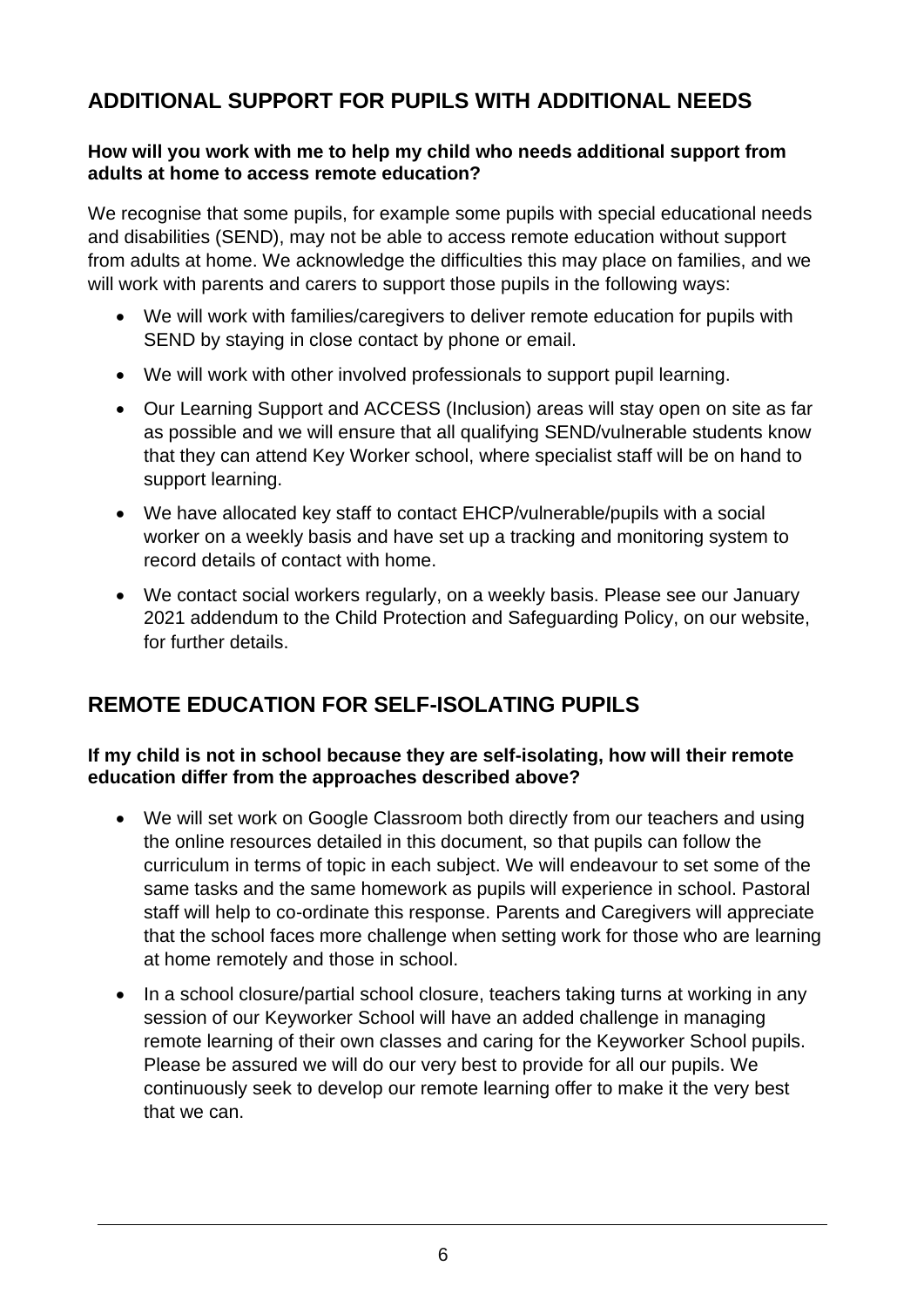## ADDITIONAL SUPPORT FOR PUPILS WITH ADDITIONAL NEEDS

**How will you work with me to help my child who needs additional support from adults at home to access remote education?**

We recognise that some pupils, for example some pupils with special educational needs and disabilities (SEND), may not be able to access remote education without support from adults at home. We acknowledge the difficulties this may place on families, and we will work with parents and carers to support those pupils in the following ways:

- We will work with families/caregivers to deliver remote education for pupils with SEND by staying in close contact by phone or email.
- We will work with other involved professionals to support pupil learning.
- Our Learning Support and ACCESS (Inclusion) areas will stay open on site as far as possible and we will ensure that all qualifying SEND/vulnerable students know that they can attend Key Worker school, where specialist staff will be on hand to support learning.
- We have allocated key staff to contact EHCP/vulnerable/pupils with a social worker on a weekly basis and have set up a tracking and monitoring system to record details of contact with home.
- We contact social workers regularly, on a weekly basis. Please see our January 2021 addendum to the Child Protection and Safeguarding Policy, on our website, for further details.

## REMOTE EDUCATION FOR SELF-ISOLATING PUPILS

**If my child is not in school because they are self-isolating, how will their remote education differ from the approaches described above?**

- We will set work on Google Classroom both directly from our teachers and using the online resources detailed in this document, so that pupils can follow the curriculum in terms of topic in each subject. We will endeavour to set some of the same tasks and the same homework as pupils will experience in school. Pastoral staff will help to co-ordinate this response. Parents and Caregivers will appreciate that the school faces more challenge when setting work for those who are learning at home remotely and those in school.
- In a school closure/partial school closure, teachers taking turns at working in any session of our Keyworker School will have an added challenge in managing remote learning of their own classes and caring for the Keyworker School pupils. Please be assured we will do our very best to provide for all our pupils. We continuously seek to develop our remote learning offer to make it the very best that we can.